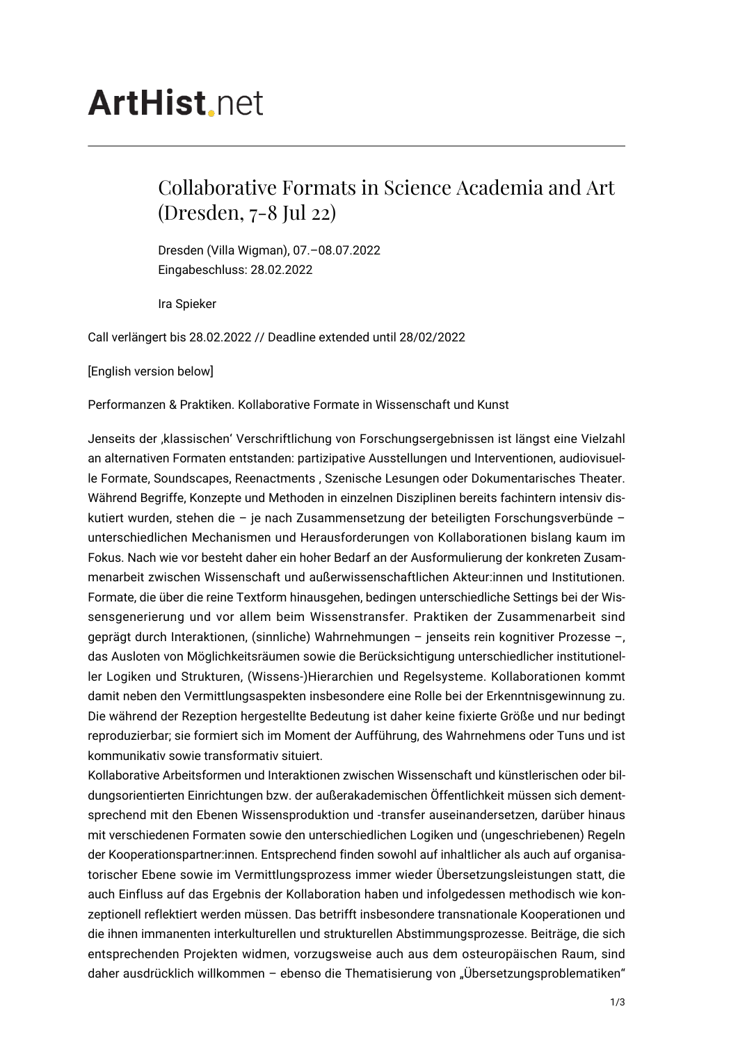ArtHist.net

# Collaborative Formats in Science Academia and Art (Dresden, 7-8 Jul 22)

Dresden (Villa Wigman), 07.–08.07.2022
Eingabeschluss: 28.02.2022

Ira Spieker

Call verlängert bis 28.02.2022 // Deadline extended until 28/02/2022

[English version below]

Performanzen & Praktiken. Kollaborative Formate in Wissenschaft und Kunst

Jenseits der ‚klassischen' Verschriftlichung von Forschungsergebnissen ist längst eine Vielzahl an alternativen Formaten entstanden: partizipative Ausstellungen und Interventionen, audiovisuelle Formate, Soundscapes, Reenactments , Szenische Lesungen oder Dokumentarisches Theater. Während Begriffe, Konzepte und Methoden in einzelnen Disziplinen bereits fachintern intensiv diskutiert wurden, stehen die – je nach Zusammensetzung der beteiligten Forschungsverbünde – unterschiedlichen Mechanismen und Herausforderungen von Kollaborationen bislang kaum im Fokus. Nach wie vor besteht daher ein hoher Bedarf an der Ausformulierung der konkreten Zusammenarbeit zwischen Wissenschaft und außerwissenschaftlichen Akteur:innen und Institutionen. Formate, die über die reine Textform hinausgehen, bedingen unterschiedliche Settings bei der Wissensgenerierung und vor allem beim Wissenstransfer. Praktiken der Zusammenarbeit sind geprägt durch Interaktionen, (sinnliche) Wahrnehmungen – jenseits rein kognitiver Prozesse –, das Ausloten von Möglichkeitsräumen sowie die Berücksichtigung unterschiedlicher institutioneller Logiken und Strukturen, (Wissens-)Hierarchien und Regelsysteme. Kollaborationen kommt damit neben den Vermittlungsaspekten insbesondere eine Rolle bei der Erkenntnisgewinnung zu. Die während der Rezeption hergestellte Bedeutung ist daher keine fixierte Größe und nur bedingt reproduzierbar; sie formiert sich im Moment der Aufführung, des Wahrnehmens oder Tuns und ist kommunikativ sowie transformativ situiert.
Kollaborative Arbeitsformen und Interaktionen zwischen Wissenschaft und künstlerischen oder bildungsorientierten Einrichtungen bzw. der außerakademischen Öffentlichkeit müssen sich dementsprechend mit den Ebenen Wissensproduktion und -transfer auseinandersetzen, darüber hinaus mit verschiedenen Formaten sowie den unterschiedlichen Logiken und (ungeschriebenen) Regeln der Kooperationspartner:innen. Entsprechend finden sowohl auf inhaltlicher als auch auf organisatorischer Ebene sowie im Vermittlungsprozess immer wieder Übersetzungsleistungen statt, die auch Einfluss auf das Ergebnis der Kollaboration haben und infolgedessen methodisch wie konzeptionell reflektiert werden müssen. Das betrifft insbesondere transnationale Kooperationen und die ihnen immanenten interkulturellen und strukturellen Abstimmungsprozesse. Beiträge, die sich entsprechenden Projekten widmen, vorzugsweise auch aus dem osteuropäischen Raum, sind daher ausdrücklich willkommen – ebenso die Thematisierung von „Übersetzungsproblematiken"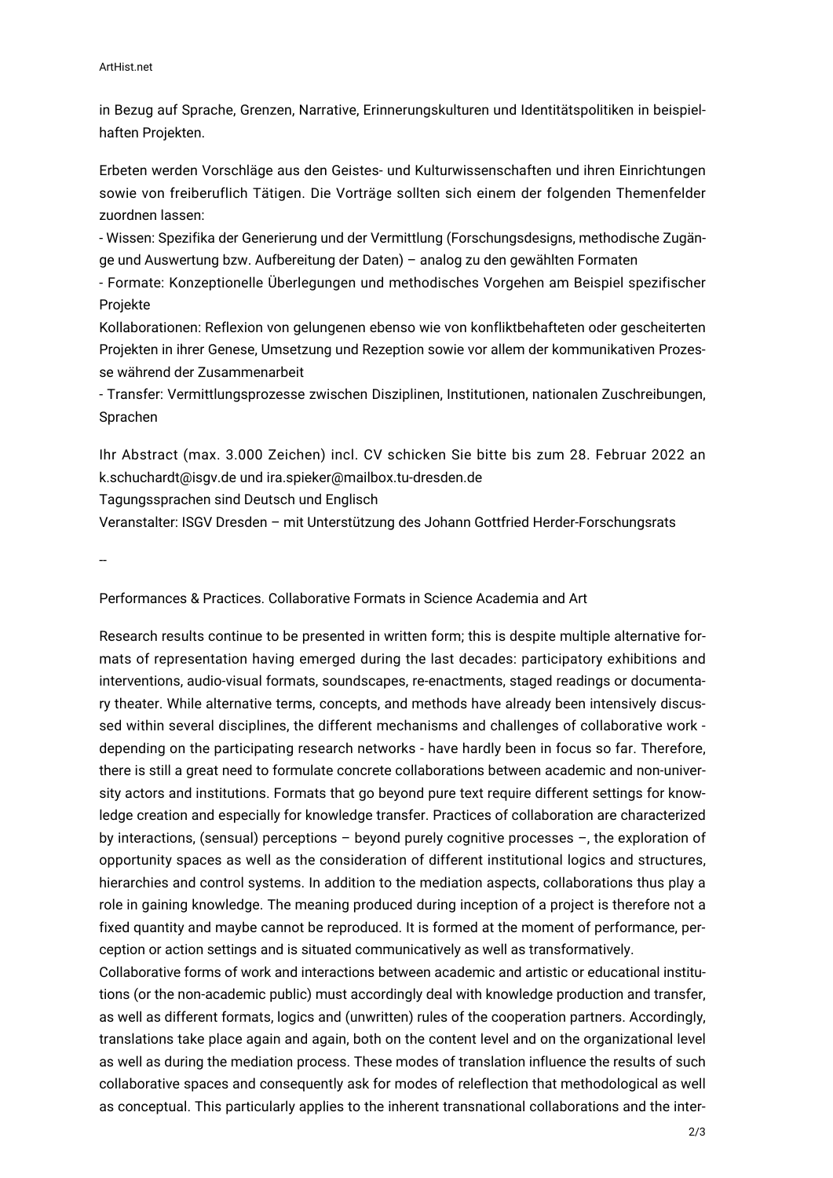in Bezug auf Sprache, Grenzen, Narrative, Erinnerungskulturen und Identitätspolitiken in beispielhaften Projekten.

Erbeten werden Vorschläge aus den Geistes- und Kulturwissenschaften und ihren Einrichtungen sowie von freiberuflich Tätigen. Die Vorträge sollten sich einem der folgenden Themenfelder zuordnen lassen:

- Wissen: Spezifika der Generierung und der Vermittlung (Forschungsdesigns, methodische Zugänge und Auswertung bzw. Aufbereitung der Daten) – analog zu den gewählten Formaten
- Formate: Konzeptionelle Überlegungen und methodisches Vorgehen am Beispiel spezifischer Projekte

Kollaborationen: Reflexion von gelungenen ebenso wie von konfliktbehafteten oder gescheiterten Projekten in ihrer Genese, Umsetzung und Rezeption sowie vor allem der kommunikativen Prozesse während der Zusammenarbeit

- Transfer: Vermittlungsprozesse zwischen Disziplinen, Institutionen, nationalen Zuschreibungen, Sprachen

Ihr Abstract (max. 3.000 Zeichen) incl. CV schicken Sie bitte bis zum 28. Februar 2022 an k.schuchardt@isgv.de und ira.spieker@mailbox.tu-dresden.de

Tagungssprachen sind Deutsch und Englisch

Veranstalter: ISGV Dresden – mit Unterstützung des Johann Gottfried Herder-Forschungsrats

--

Performances & Practices. Collaborative Formats in Science Academia and Art

Research results continue to be presented in written form; this is despite multiple alternative formats of representation having emerged during the last decades: participatory exhibitions and interventions, audio-visual formats, soundscapes, re-enactments, staged readings or documentary theater. While alternative terms, concepts, and methods have already been intensively discussed within several disciplines, the different mechanisms and challenges of collaborative work - depending on the participating research networks - have hardly been in focus so far. Therefore, there is still a great need to formulate concrete collaborations between academic and non-university actors and institutions. Formats that go beyond pure text require different settings for knowledge creation and especially for knowledge transfer. Practices of collaboration are characterized by interactions, (sensual) perceptions – beyond purely cognitive processes –, the exploration of opportunity spaces as well as the consideration of different institutional logics and structures, hierarchies and control systems. In addition to the mediation aspects, collaborations thus play a role in gaining knowledge. The meaning produced during inception of a project is therefore not a fixed quantity and maybe cannot be reproduced. It is formed at the moment of performance, perception or action settings and is situated communicatively as well as transformatively.

Collaborative forms of work and interactions between academic and artistic or educational institutions (or the non-academic public) must accordingly deal with knowledge production and transfer, as well as different formats, logics and (unwritten) rules of the cooperation partners. Accordingly, translations take place again and again, both on the content level and on the organizational level as well as during the mediation process. These modes of translation influence the results of such collaborative spaces and consequently ask for modes of releflection that methodological as well as conceptual. This particularly applies to the inherent transnational collaborations and the inter-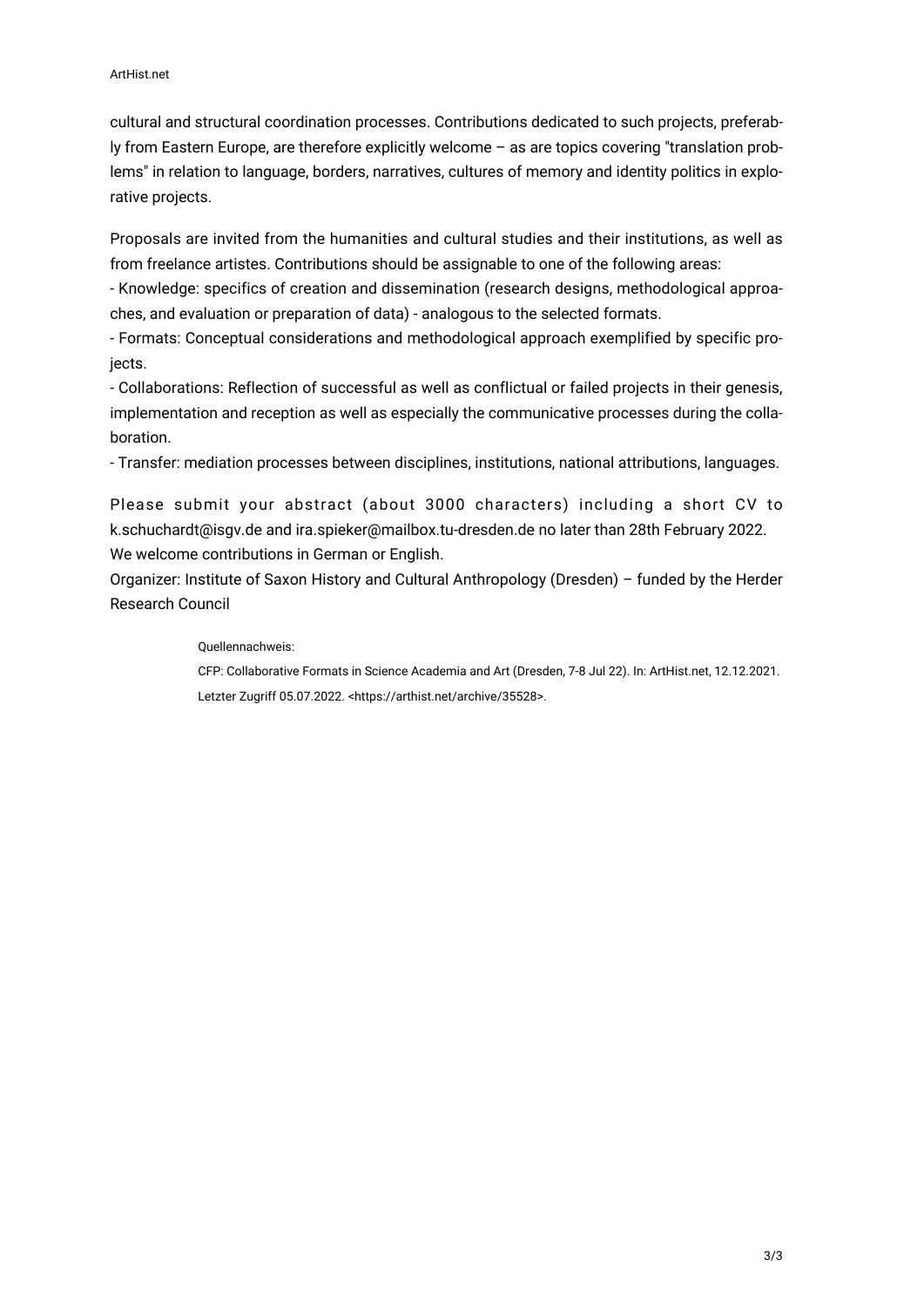cultural and structural coordination processes. Contributions dedicated to such projects, preferably from Eastern Europe, are therefore explicitly welcome – as are topics covering "translation problems" in relation to language, borders, narratives, cultures of memory and identity politics in explorative projects.

Proposals are invited from the humanities and cultural studies and their institutions, as well as from freelance artistes. Contributions should be assignable to one of the following areas:

- Knowledge: specifics of creation and dissemination (research designs, methodological approaches, and evaluation or preparation of data) - analogous to the selected formats.
- Formats: Conceptual considerations and methodological approach exemplified by specific projects.
- Collaborations: Reflection of successful as well as conflictual or failed projects in their genesis, implementation and reception as well as especially the communicative processes during the collaboration.
- Transfer: mediation processes between disciplines, institutions, national attributions, languages.

Please submit your abstract (about 3000 characters) including a short CV to k.schuchardt@isgv.de and ira.spieker@mailbox.tu-dresden.de no later than 28th February 2022.
We welcome contributions in German or English.
Organizer: Institute of Saxon History and Cultural Anthropology (Dresden) – funded by the Herder Research Council

Quellennachweis:
CFP: Collaborative Formats in Science Academia and Art (Dresden, 7-8 Jul 22). In: ArtHist.net, 12.12.2021. Letzter Zugriff 05.07.2022. <https://arthist.net/archive/35528>.